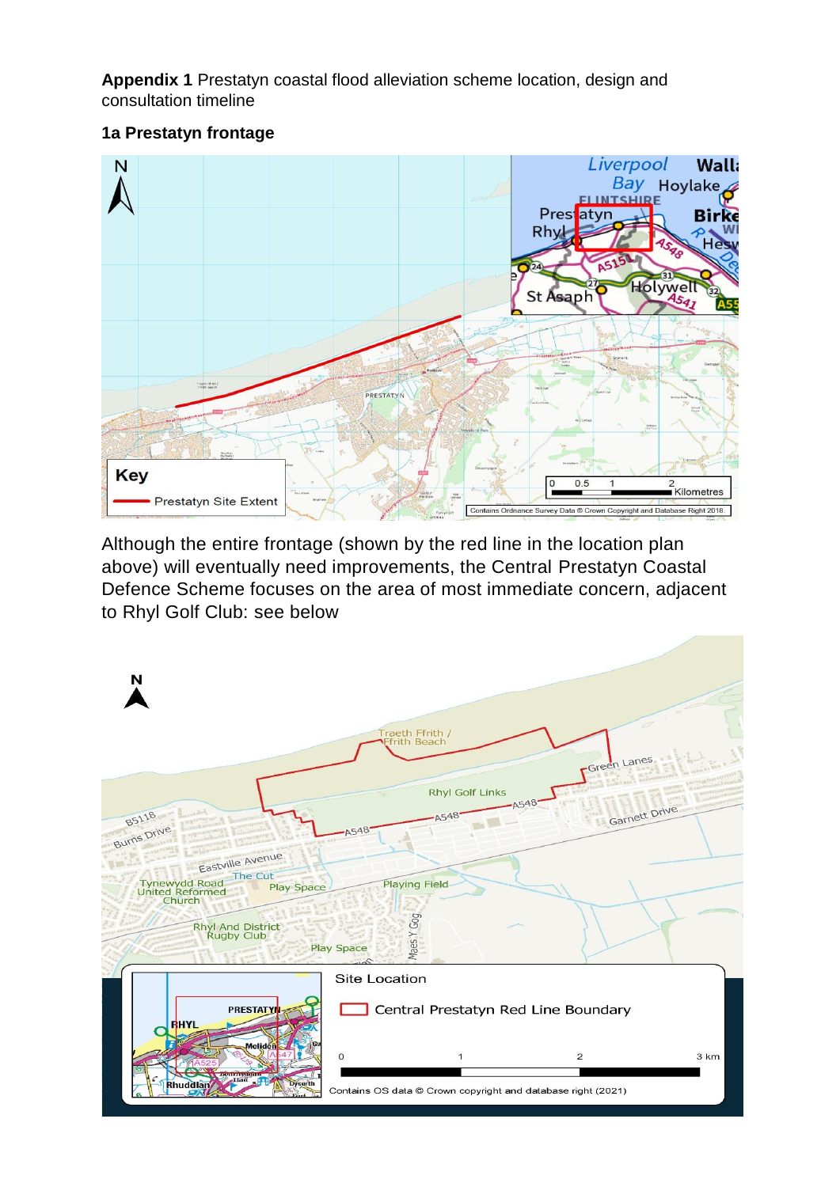**Appendix 1** Prestatyn coastal flood alleviation scheme location, design and consultation timeline

**1a Prestatyn frontage**

Although the entire frontage (shown by the red line in the location plan above) will eventually need improvements, the Central Prestatyn Coastal Defence Scheme focuses on the area of most immediate concern, adjacent to Rhyl Golf Club: see below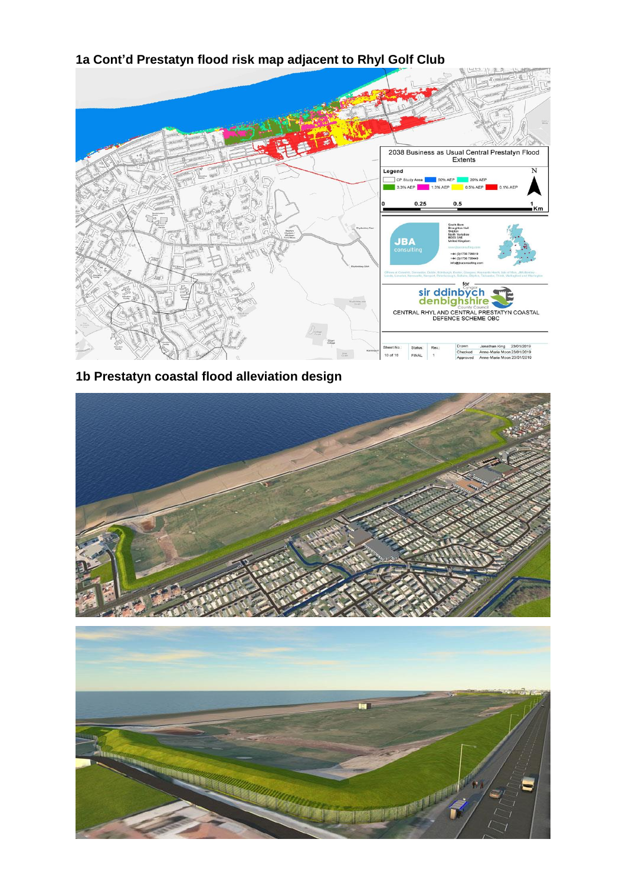## 1a Cont'd Prestatyn flood risk map adjacent to Rhyl Golf Club

## 1b Prestatyn coastal flood alleviation design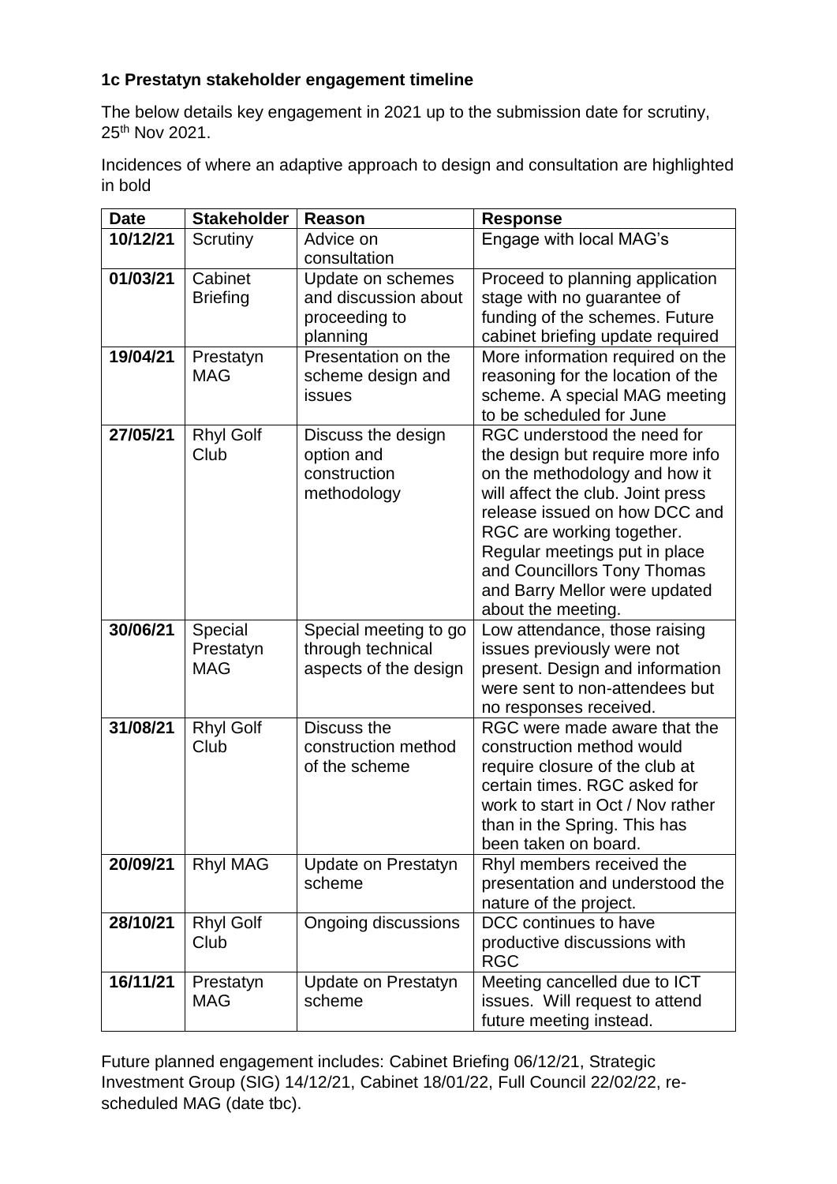**1c Prestatyn stakeholder engagement timeline**

The below details key engagement in 2021 up to the submission date for scrutiny, 25th Nov 2021.

Incidences of where an adaptive approach to design and consultation are highlighted in bold

| Date | Stakeholder | Reason | Response |
|---|---|---|---|
| **10/12/21** | Scrutiny | Advice on consultation | Engage with local MAG's |
| **01/03/21** | Cabinet Briefing | Update on schemes and discussion about proceeding to planning | Proceed to planning application stage with no guarantee of funding of the schemes. Future cabinet briefing update required |
| **19/04/21** | Prestatyn MAG | Presentation on the scheme design and issues | More information required on the reasoning for the location of the scheme. A special MAG meeting to be scheduled for June |
| **27/05/21** | Rhyl Golf Club | Discuss the design option and construction methodology | RGC understood the need for the design but require more info on the methodology and how it will affect the club. Joint press release issued on how DCC and RGC are working together. Regular meetings put in place and Councillors Tony Thomas and Barry Mellor were updated about the meeting. |
| **30/06/21** | Special Prestatyn MAG | Special meeting to go through technical aspects of the design | Low attendance, those raising issues previously were not present. Design and information were sent to non-attendees but no responses received. |
| **31/08/21** | Rhyl Golf Club | Discuss the construction method of the scheme | RGC were made aware that the construction method would require closure of the club at certain times. RGC asked for work to start in Oct / Nov rather than in the Spring. This has been taken on board. |
| **20/09/21** | Rhyl MAG | Update on Prestatyn scheme | Rhyl members received the presentation and understood the nature of the project. |
| **28/10/21** | Rhyl Golf Club | Ongoing discussions | DCC continues to have productive discussions with RGC |
| **16/11/21** | Prestatyn MAG | Update on Prestatyn scheme | Meeting cancelled due to ICT issues. Will request to attend future meeting instead. |

Future planned engagement includes: Cabinet Briefing 06/12/21, Strategic Investment Group (SIG) 14/12/21, Cabinet 18/01/22, Full Council 22/02/22, re-scheduled MAG (date tbc).